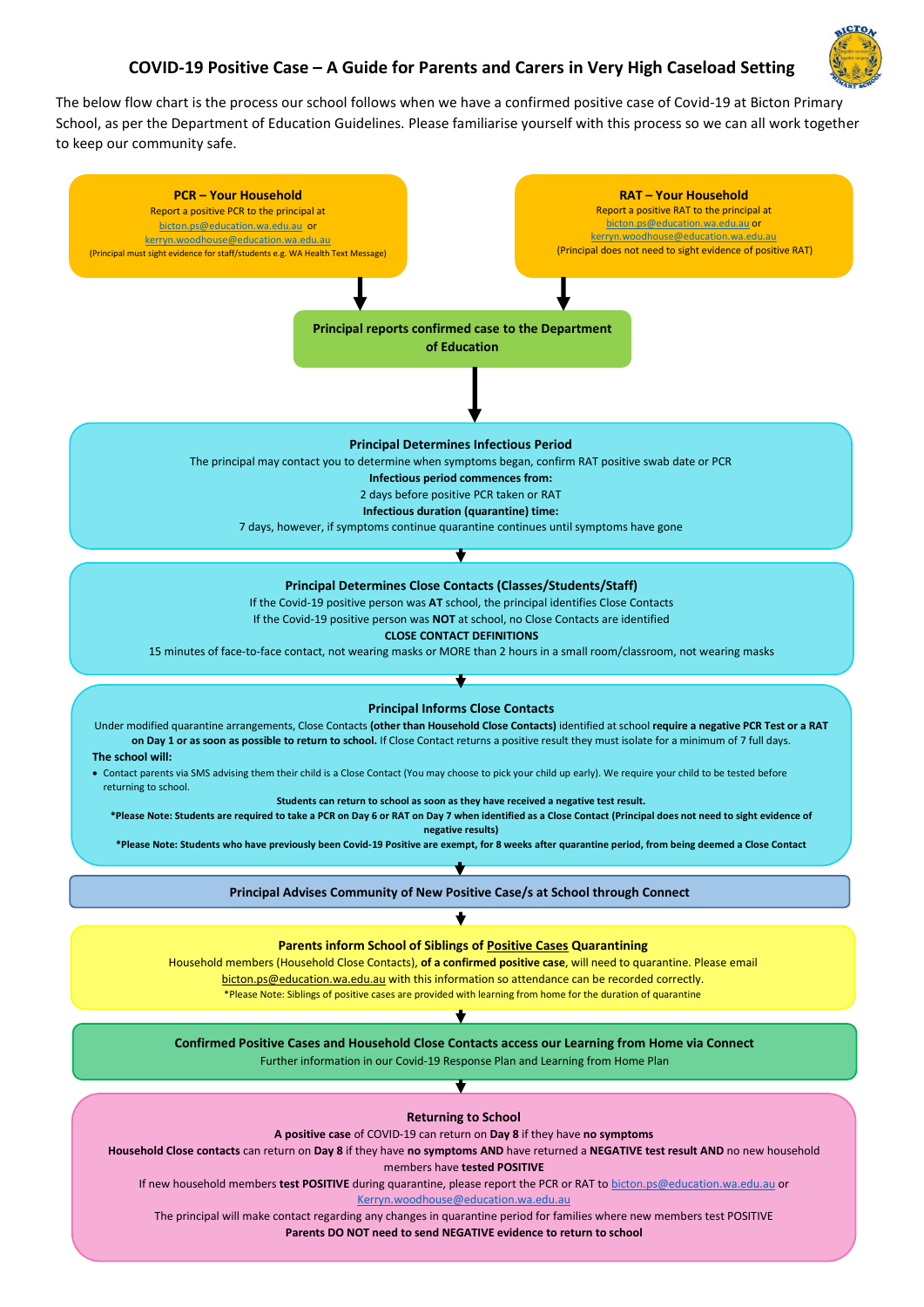# COVID-19 Positive Case – A Guide for Parents and Carers in Very High Caseload Setting

The below flow chart is the process our school follows when we have a confirmed positive case of Covid-19 at Bicton Primary School, as per the Department of Education Guidelines. Please familiarise yourself with this process so we can all work together to keep our community safe.

**PCR – Your Household**

Report a positive PCR to the principal at bicton.ps@education.wa.edu.au or kerryn.woodhouse@education.wa.edu.au

(Principal must sight evidence for staff/students e.g. WA Health Text Message)

**RAT – Your Household**

Report a positive RAT to the principal at bicton.ps@education.wa.edu.au or kerryn.woodhouse@education.wa.edu.au

(Principal does not need to sight evidence of positive RAT)

**Principal reports confirmed case to the Department of Education**

**Principal Determines Infectious Period**

The principal may contact you to determine when symptoms began, confirm RAT positive swab date or PCR

**Infectious period commences from:**

2 days before positive PCR taken or RAT

**Infectious duration (quarantine) time:**

7 days, however, if symptoms continue quarantine continues until symptoms have gone

**Principal Determines Close Contacts (Classes/Students/Staff)**

If the Covid-19 positive person was **AT** school, the principal identifies Close Contacts

If the Covid-19 positive person was **NOT** at school, no Close Contacts are identified

**CLOSE CONTACT DEFINITIONS**

15 minutes of face-to-face contact, not wearing masks or MORE than 2 hours in a small room/classroom, not wearing masks

**Principal Informs Close Contacts**

Under modified quarantine arrangements, Close Contacts **(other than Household Close Contacts)** identified at school **require a negative PCR Test or a RAT on Day 1 or as soon as possible to return to school.** If Close Contact returns a positive result they must isolate for a minimum of 7 full days.

**The school will:**

- Contact parents via SMS advising them their child is a Close Contact (You may choose to pick your child up early). We require your child to be tested before returning to school.

**Students can return to school as soon as they have received a negative test result.**

***Please Note: Students are required to take a PCR on Day 6 or RAT on Day 7 when identified as a Close Contact (Principal does not need to sight evidence of negative results)**

***Please Note: Students who have previously been Covid-19 Positive are exempt, for 8 weeks after quarantine period, from being deemed a Close Contact**

**Principal Advises Community of New Positive Case/s at School through Connect**

**Parents inform School of Siblings of Positive Cases Quarantining**

Household members (Household Close Contacts), **of a confirmed positive case**, will need to quarantine. Please email bicton.ps@education.wa.edu.au with this information so attendance can be recorded correctly.

*Please Note: Siblings of positive cases are provided with learning from home for the duration of quarantine

**Confirmed Positive Cases and Household Close Contacts access our Learning from Home via Connect**

Further information in our Covid-19 Response Plan and Learning from Home Plan

**Returning to School**

**A positive case** of COVID-19 can return on **Day 8** if they have **no symptoms**

**Household Close contacts** can return on **Day 8** if they have **no symptoms AND** have returned a **NEGATIVE test result AND** no new household members have **tested POSITIVE**

If new household members **test POSITIVE** during quarantine, please report the PCR or RAT to bicton.ps@education.wa.edu.au or Kerryn.woodhouse@education.wa.edu.au

The principal will make contact regarding any changes in quarantine period for families where new members test POSITIVE

**Parents DO NOT need to send NEGATIVE evidence to return to school**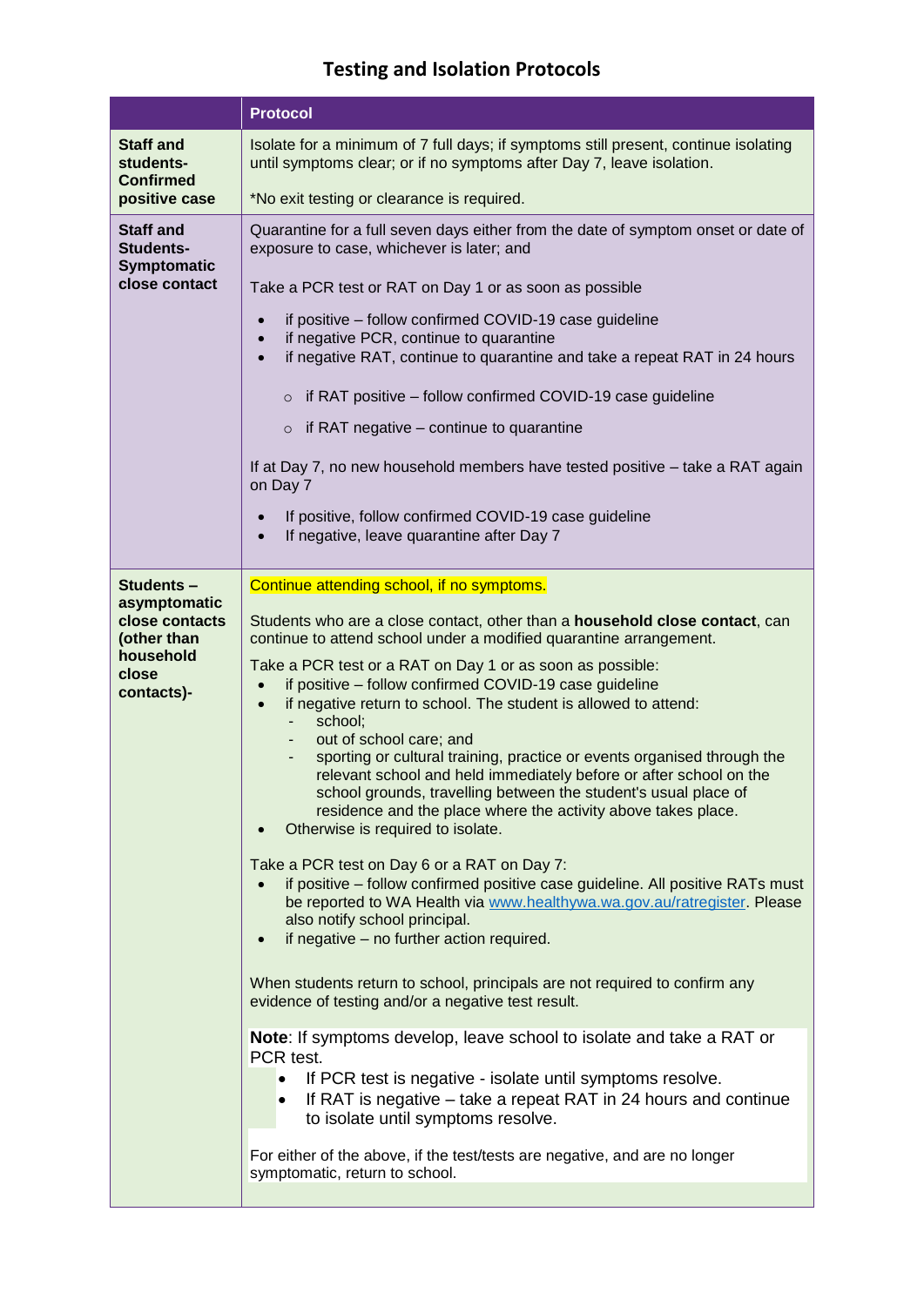# Testing and Isolation Protocols

| | Protocol |
|---|---|
| **Staff and students- Confirmed positive case** | Isolate for a minimum of 7 full days; if symptoms still present, continue isolating until symptoms clear; or if no symptoms after Day 7, leave isolation.<br><br>*No exit testing or clearance is required. |
| **Staff and Students- Symptomatic close contact** | Quarantine for a full seven days either from the date of symptom onset or date of exposure to case, whichever is later; and<br><br>Take a PCR test or RAT on Day 1 or as soon as possible<br><br>• if positive – follow confirmed COVID-19 case guideline<br>• if negative PCR, continue to quarantine<br>• if negative RAT, continue to quarantine and take a repeat RAT in 24 hours<br>&nbsp;&nbsp;&nbsp;&nbsp;○ if RAT positive – follow confirmed COVID-19 case guideline<br>&nbsp;&nbsp;&nbsp;&nbsp;○ if RAT negative – continue to quarantine<br><br>If at Day 7, no new household members have tested positive – take a RAT again on Day 7<br><br>• If positive, follow confirmed COVID-19 case guideline<br>• If negative, leave quarantine after Day 7 |
| **Students – asymptomatic close contacts (other than household close contacts)-** | Continue attending school, if no symptoms.<br><br>Students who are a close contact, other than a **household close contact**, can continue to attend school under a modified quarantine arrangement.<br><br>Take a PCR test or a RAT on Day 1 or as soon as possible:<br>• if positive – follow confirmed COVID-19 case guideline<br>• if negative return to school. The student is allowed to attend:<br>&nbsp;&nbsp;&nbsp;&nbsp;- school;<br>&nbsp;&nbsp;&nbsp;&nbsp;- out of school care; and<br>&nbsp;&nbsp;&nbsp;&nbsp;- sporting or cultural training, practice or events organised through the relevant school and held immediately before or after school on the school grounds, travelling between the student's usual place of residence and the place where the activity above takes place.<br>• Otherwise is required to isolate.<br><br>Take a PCR test on Day 6 or a RAT on Day 7:<br>• if positive – follow confirmed positive case guideline. All positive RATs must be reported to WA Health via www.healthywa.wa.gov.au/ratregister. Please also notify school principal.<br>• if negative – no further action required.<br><br>When students return to school, principals are not required to confirm any evidence of testing and/or a negative test result.<br><br>**Note**: If symptoms develop, leave school to isolate and take a RAT or PCR test.<br>• If PCR test is negative - isolate until symptoms resolve.<br>• If RAT is negative – take a repeat RAT in 24 hours and continue to isolate until symptoms resolve.<br><br>For either of the above, if the test/tests are negative, and are no longer symptomatic, return to school. |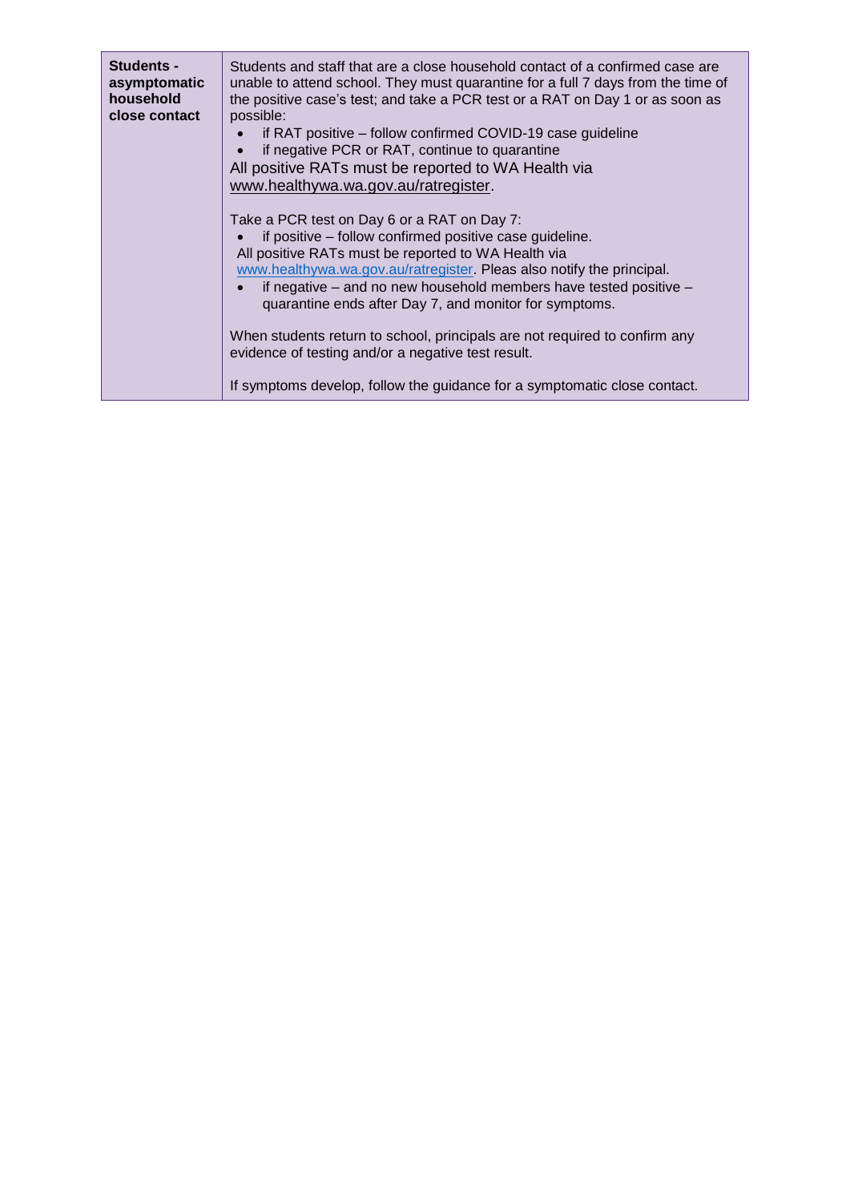| | |
|---|---|
| **Students - asymptomatic household close contact** | Students and staff that are a close household contact of a confirmed case are unable to attend school. They must quarantine for a full 7 days from the time of the positive case's test; and take a PCR test or a RAT on Day 1 or as soon as possible:<br>• if RAT positive – follow confirmed COVID-19 case guideline<br>• if negative PCR or RAT, continue to quarantine<br>All positive RATs must be reported to WA Health via www.healthywa.wa.gov.au/ratregister.<br><br>Take a PCR test on Day 6 or a RAT on Day 7:<br>• if positive – follow confirmed positive case guideline.<br>All positive RATs must be reported to WA Health via www.healthywa.wa.gov.au/ratregister. Pleas also notify the principal.<br>• if negative – and no new household members have tested positive – quarantine ends after Day 7, and monitor for symptoms.<br><br>When students return to school, principals are not required to confirm any evidence of testing and/or a negative test result.<br><br>If symptoms develop, follow the guidance for a symptomatic close contact. |